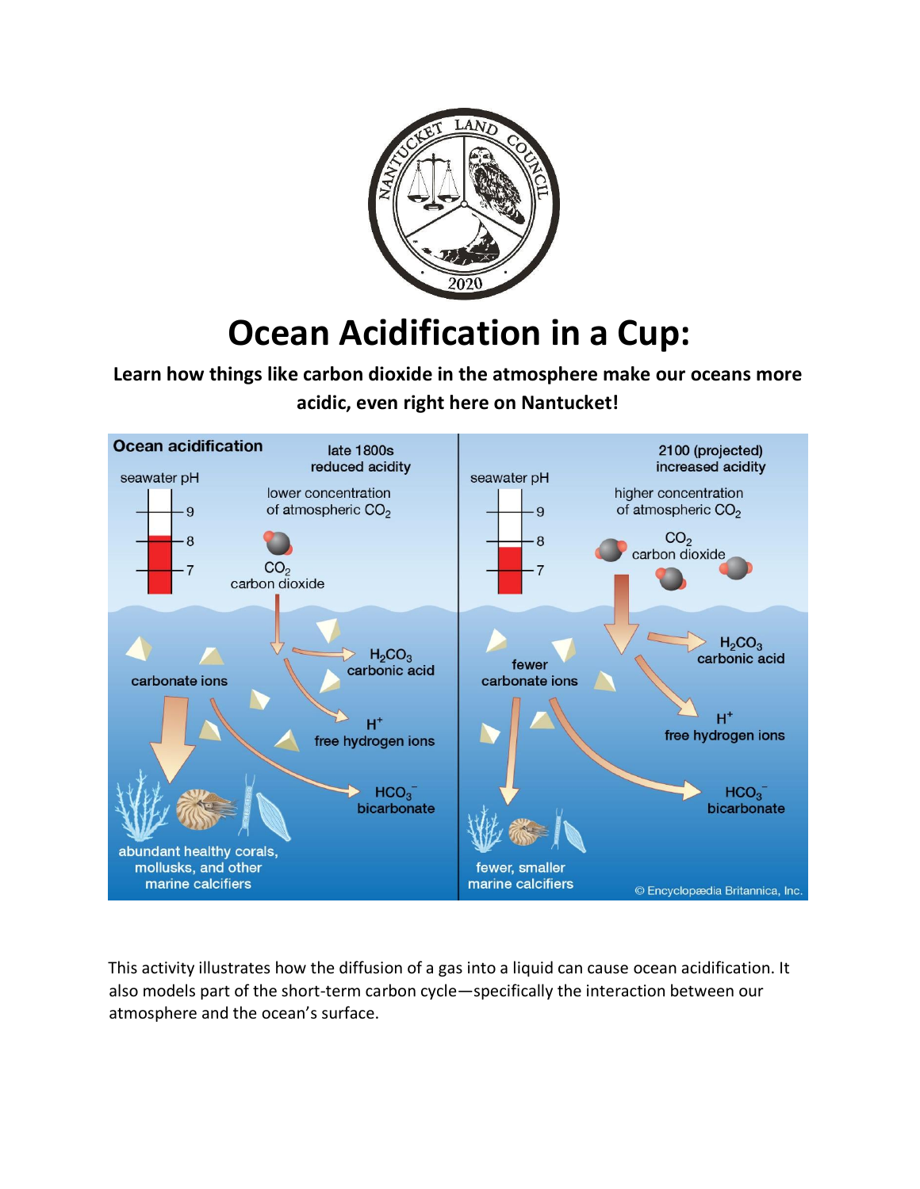# Ocean Acidification in a Cup:

**Learn how things like carbon dioxide in the atmosphere make our oceans more acidic, even right here on Nantucket!**

This activity illustrates how the diffusion of a gas into a liquid can cause ocean acidification. It also models part of the short-term carbon cycle—specifically the interaction between our atmosphere and the ocean's surface.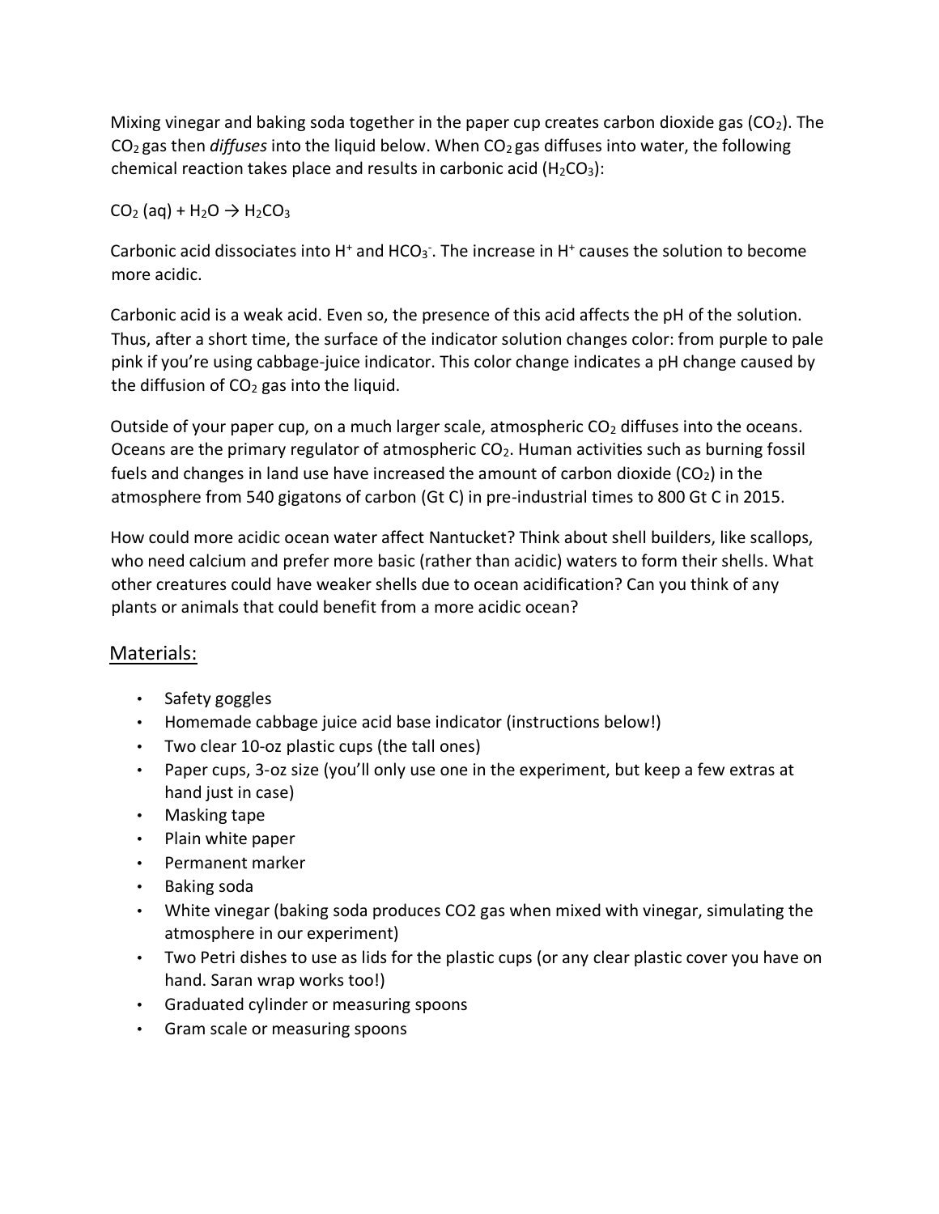Mixing vinegar and baking soda together in the paper cup creates carbon dioxide gas ($CO_2$). The $CO_2$ gas then *diffuses* into the liquid below. When $CO_2$ gas diffuses into water, the following chemical reaction takes place and results in carbonic acid ($H_2CO_3$):

$CO_2$ (aq) + $H_2O \rightarrow H_2CO_3$

Carbonic acid dissociates into $H^+$ and $HCO_3^-$. The increase in $H^+$ causes the solution to become more acidic.

Carbonic acid is a weak acid. Even so, the presence of this acid affects the pH of the solution. Thus, after a short time, the surface of the indicator solution changes color: from purple to pale pink if you're using cabbage-juice indicator. This color change indicates a pH change caused by the diffusion of $CO_2$ gas into the liquid.

Outside of your paper cup, on a much larger scale, atmospheric $CO_2$ diffuses into the oceans. Oceans are the primary regulator of atmospheric $CO_2$. Human activities such as burning fossil fuels and changes in land use have increased the amount of carbon dioxide ($CO_2$) in the atmosphere from 540 gigatons of carbon (Gt C) in pre-industrial times to 800 Gt C in 2015.

How could more acidic ocean water affect Nantucket? Think about shell builders, like scallops, who need calcium and prefer more basic (rather than acidic) waters to form their shells. What other creatures could have weaker shells due to ocean acidification? Can you think of any plants or animals that could benefit from a more acidic ocean?

## Materials:

- Safety goggles
- Homemade cabbage juice acid base indicator (instructions below!)
- Two clear 10-oz plastic cups (the tall ones)
- Paper cups, 3-oz size (you'll only use one in the experiment, but keep a few extras at hand just in case)
- Masking tape
- Plain white paper
- Permanent marker
- Baking soda
- White vinegar (baking soda produces CO2 gas when mixed with vinegar, simulating the atmosphere in our experiment)
- Two Petri dishes to use as lids for the plastic cups (or any clear plastic cover you have on hand. Saran wrap works too!)
- Graduated cylinder or measuring spoons
- Gram scale or measuring spoons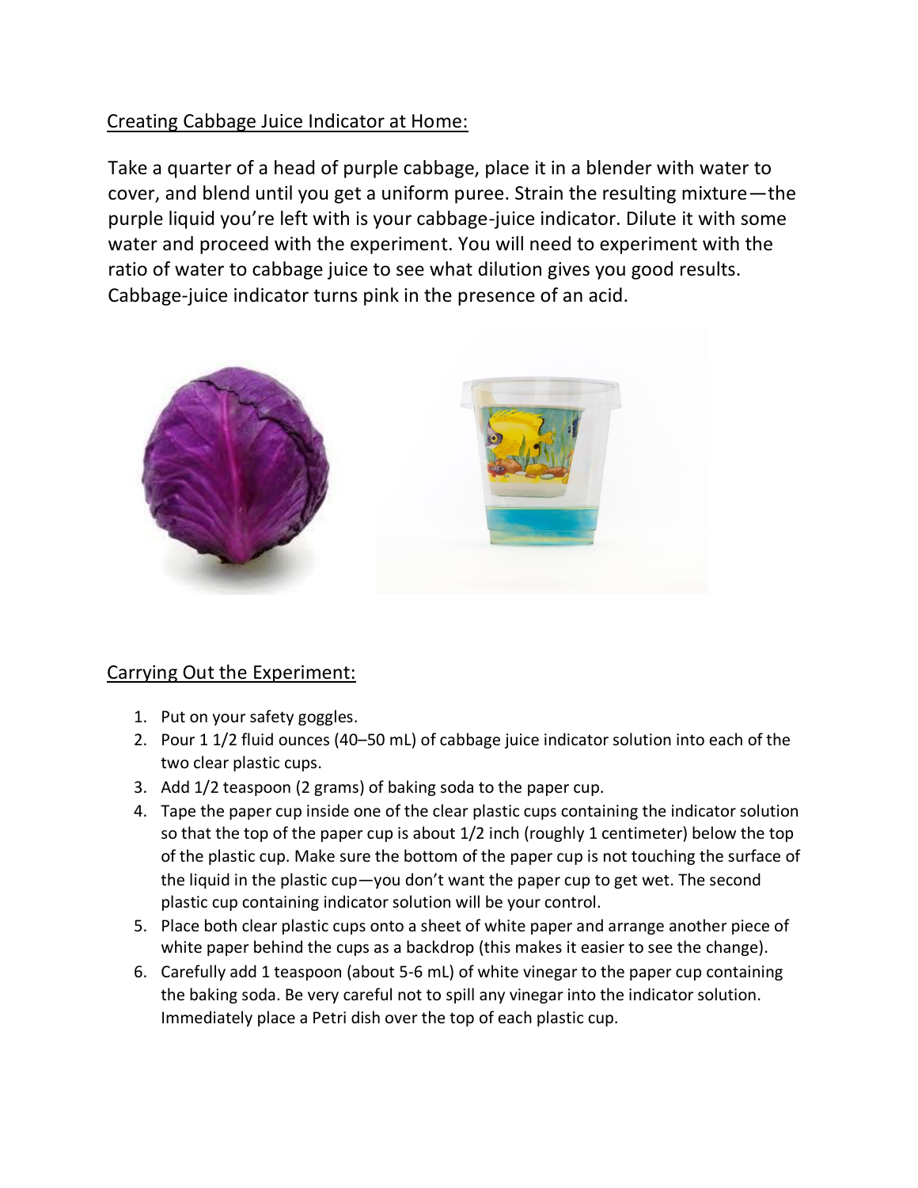## Creating Cabbage Juice Indicator at Home:

Take a quarter of a head of purple cabbage, place it in a blender with water to cover, and blend until you get a uniform puree. Strain the resulting mixture—the purple liquid you're left with is your cabbage-juice indicator. Dilute it with some water and proceed with the experiment. You will need to experiment with the ratio of water to cabbage juice to see what dilution gives you good results. Cabbage-juice indicator turns pink in the presence of an acid.

## Carrying Out the Experiment:

1. Put on your safety goggles.
2. Pour 1 1/2 fluid ounces (40–50 mL) of cabbage juice indicator solution into each of the two clear plastic cups.
3. Add 1/2 teaspoon (2 grams) of baking soda to the paper cup.
4. Tape the paper cup inside one of the clear plastic cups containing the indicator solution so that the top of the paper cup is about 1/2 inch (roughly 1 centimeter) below the top of the plastic cup. Make sure the bottom of the paper cup is not touching the surface of the liquid in the plastic cup—you don't want the paper cup to get wet. The second plastic cup containing indicator solution will be your control.
5. Place both clear plastic cups onto a sheet of white paper and arrange another piece of white paper behind the cups as a backdrop (this makes it easier to see the change).
6. Carefully add 1 teaspoon (about 5-6 mL) of white vinegar to the paper cup containing the baking soda. Be very careful not to spill any vinegar into the indicator solution. Immediately place a Petri dish over the top of each plastic cup.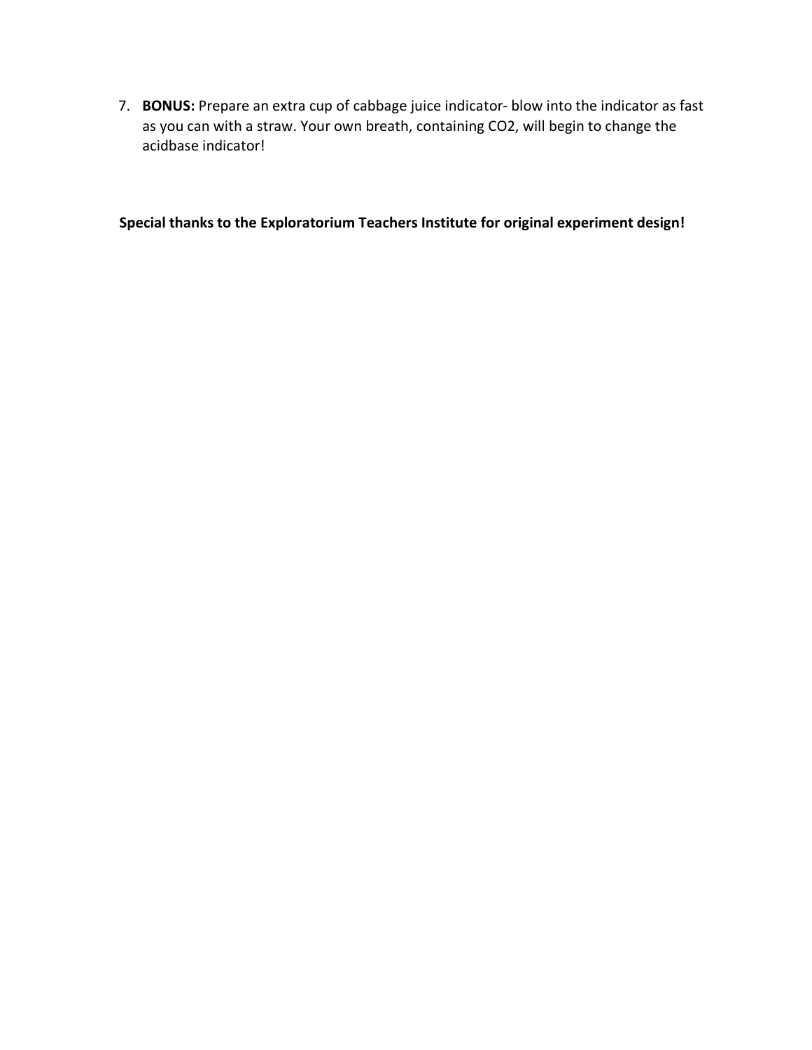7. **BONUS:** Prepare an extra cup of cabbage juice indicator- blow into the indicator as fast as you can with a straw. Your own breath, containing $CO_2$, will begin to change the acidbase indicator!

**Special thanks to the Exploratorium Teachers Institute for original experiment design!**